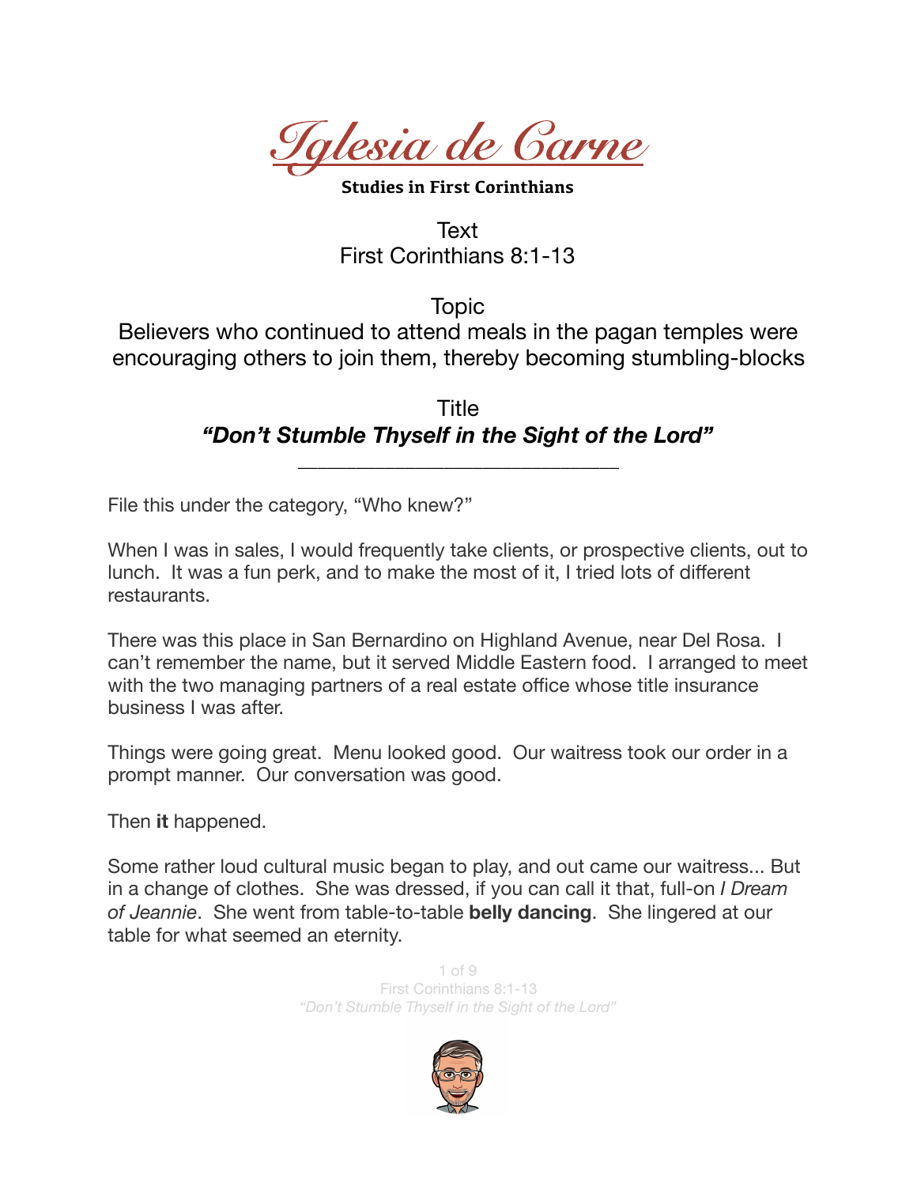# *Iglesia de Carne*

**Studies in First Corinthians**

Text
First Corinthians 8:1-13

Topic
Believers who continued to attend meals in the pagan temples were encouraging others to join them, thereby becoming stumbling-blocks

Title
***"Don't Stumble Thyself in the Sight of the Lord"***

---

File this under the category, "Who knew?"

When I was in sales, I would frequently take clients, or prospective clients, out to lunch. It was a fun perk, and to make the most of it, I tried lots of different restaurants.

There was this place in San Bernardino on Highland Avenue, near Del Rosa. I can't remember the name, but it served Middle Eastern food. I arranged to meet with the two managing partners of a real estate office whose title insurance business I was after.

Things were going great. Menu looked good. Our waitress took our order in a prompt manner. Our conversation was good.

Then **it** happened.

Some rather loud cultural music began to play, and out came our waitress... But in a change of clothes. She was dressed, if you can call it that, full-on *I Dream of Jeannie*. She went from table-to-table **belly dancing**. She lingered at our table for what seemed an eternity.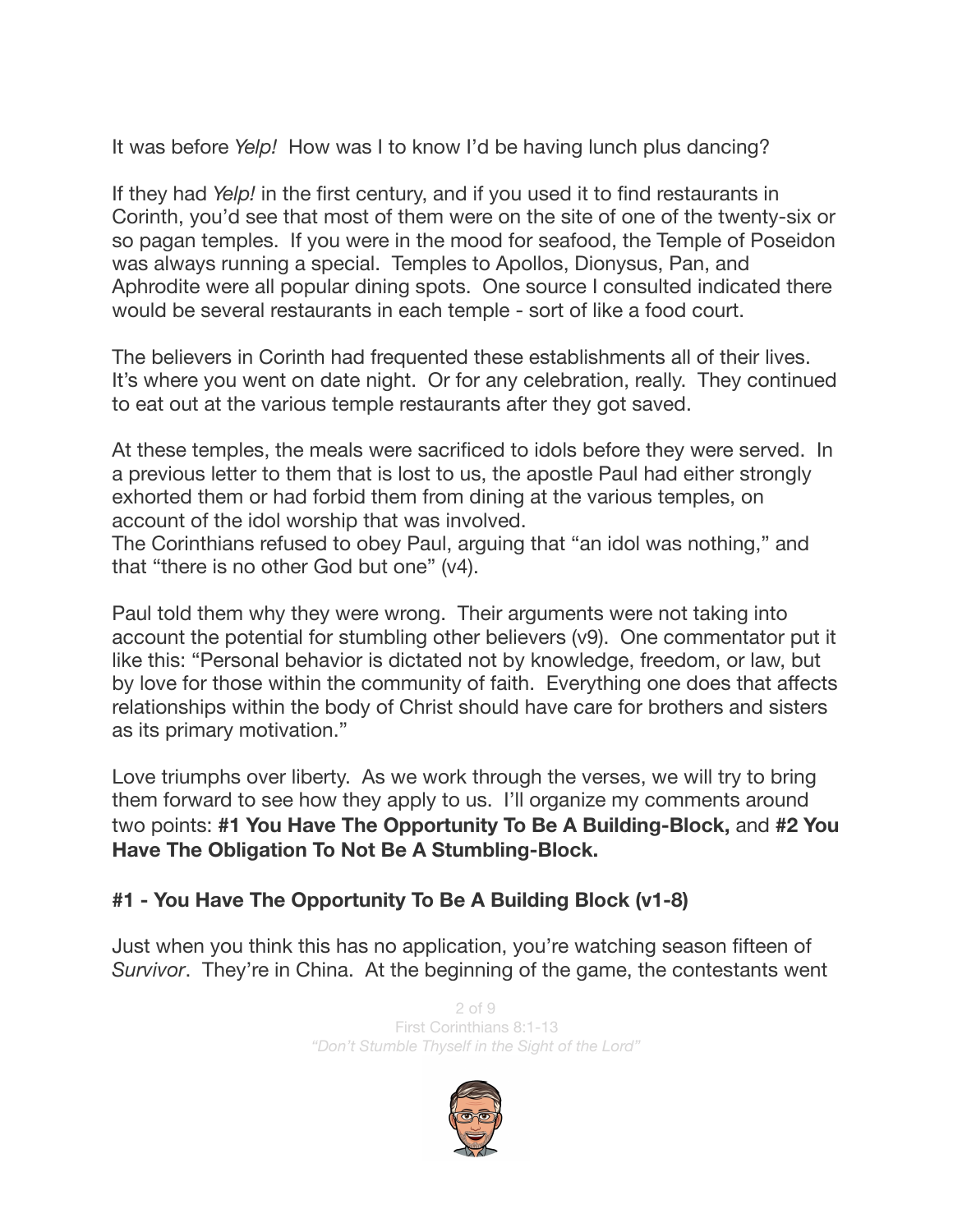It was before *Yelp!* How was I to know I'd be having lunch plus dancing?

If they had *Yelp!* in the first century, and if you used it to find restaurants in Corinth, you'd see that most of them were on the site of one of the twenty-six or so pagan temples. If you were in the mood for seafood, the Temple of Poseidon was always running a special. Temples to Apollos, Dionysus, Pan, and Aphrodite were all popular dining spots. One source I consulted indicated there would be several restaurants in each temple - sort of like a food court.

The believers in Corinth had frequented these establishments all of their lives. It's where you went on date night. Or for any celebration, really. They continued to eat out at the various temple restaurants after they got saved.

At these temples, the meals were sacrificed to idols before they were served. In a previous letter to them that is lost to us, the apostle Paul had either strongly exhorted them or had forbid them from dining at the various temples, on account of the idol worship that was involved.
The Corinthians refused to obey Paul, arguing that "an idol was nothing," and that "there is no other God but one" (v4).

Paul told them why they were wrong. Their arguments were not taking into account the potential for stumbling other believers (v9). One commentator put it like this: "Personal behavior is dictated not by knowledge, freedom, or law, but by love for those within the community of faith. Everything one does that affects relationships within the body of Christ should have care for brothers and sisters as its primary motivation."

Love triumphs over liberty. As we work through the verses, we will try to bring them forward to see how they apply to us. I'll organize my comments around two points: **#1 You Have The Opportunity To Be A Building-Block,** and **#2 You Have The Obligation To Not Be A Stumbling-Block.**

**#1 - You Have The Opportunity To Be A Building Block (v1-8)**

Just when you think this has no application, you're watching season fifteen of *Survivor*. They're in China. At the beginning of the game, the contestants went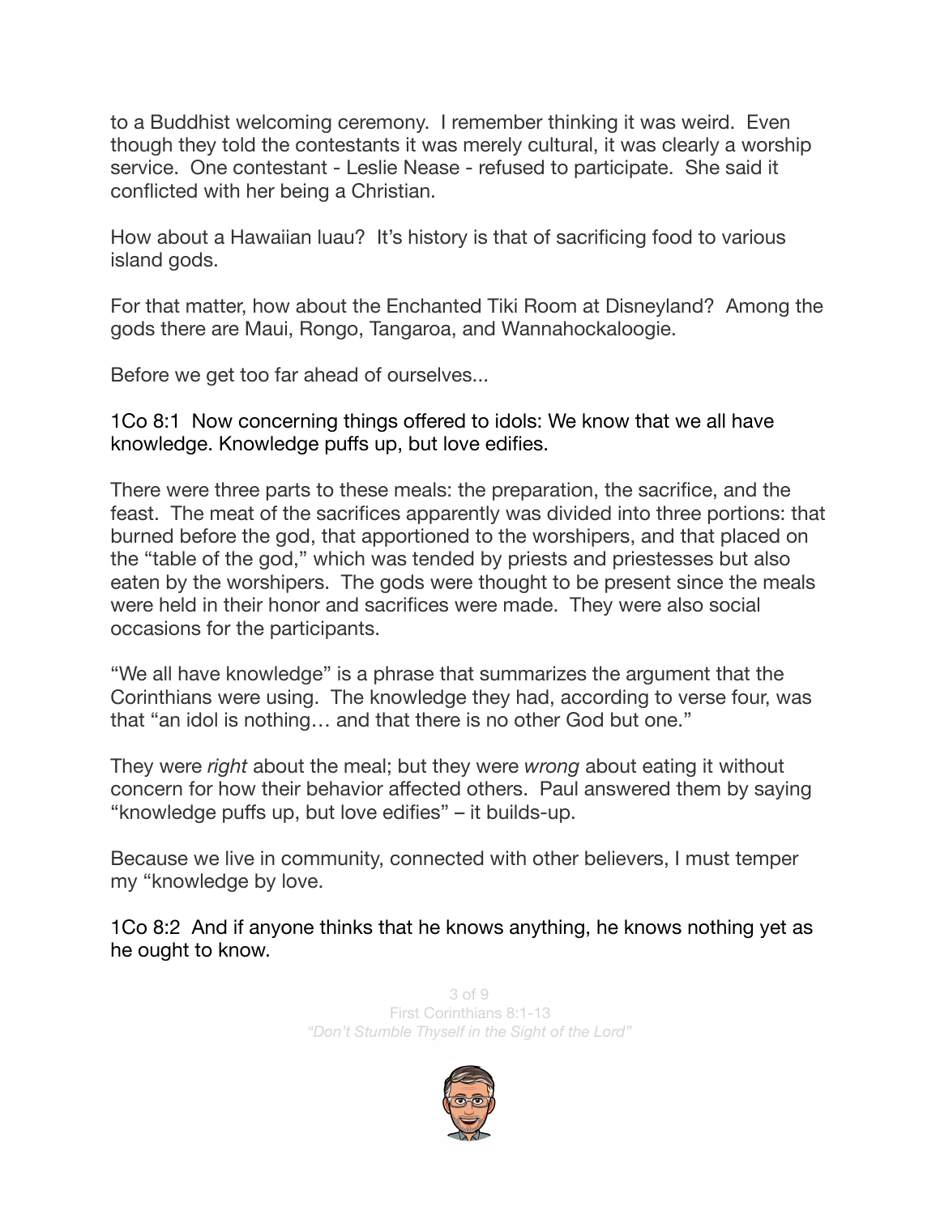to a Buddhist welcoming ceremony. I remember thinking it was weird. Even though they told the contestants it was merely cultural, it was clearly a worship service. One contestant - Leslie Nease - refused to participate. She said it conflicted with her being a Christian.

How about a Hawaiian luau? It's history is that of sacrificing food to various island gods.

For that matter, how about the Enchanted Tiki Room at Disneyland? Among the gods there are Maui, Rongo, Tangaroa, and Wannahockaloogie.

Before we get too far ahead of ourselves...

1Co 8:1 Now concerning things offered to idols: We know that we all have knowledge. Knowledge puffs up, but love edifies.

There were three parts to these meals: the preparation, the sacrifice, and the feast. The meat of the sacrifices apparently was divided into three portions: that burned before the god, that apportioned to the worshipers, and that placed on the "table of the god," which was tended by priests and priestesses but also eaten by the worshipers. The gods were thought to be present since the meals were held in their honor and sacrifices were made. They were also social occasions for the participants.

"We all have knowledge" is a phrase that summarizes the argument that the Corinthians were using. The knowledge they had, according to verse four, was that "an idol is nothing… and that there is no other God but one."

They were *right* about the meal; but they were *wrong* about eating it without concern for how their behavior affected others. Paul answered them by saying "knowledge puffs up, but love edifies" – it builds-up.

Because we live in community, connected with other believers, I must temper my "knowledge by love.

1Co 8:2 And if anyone thinks that he knows anything, he knows nothing yet as he ought to know.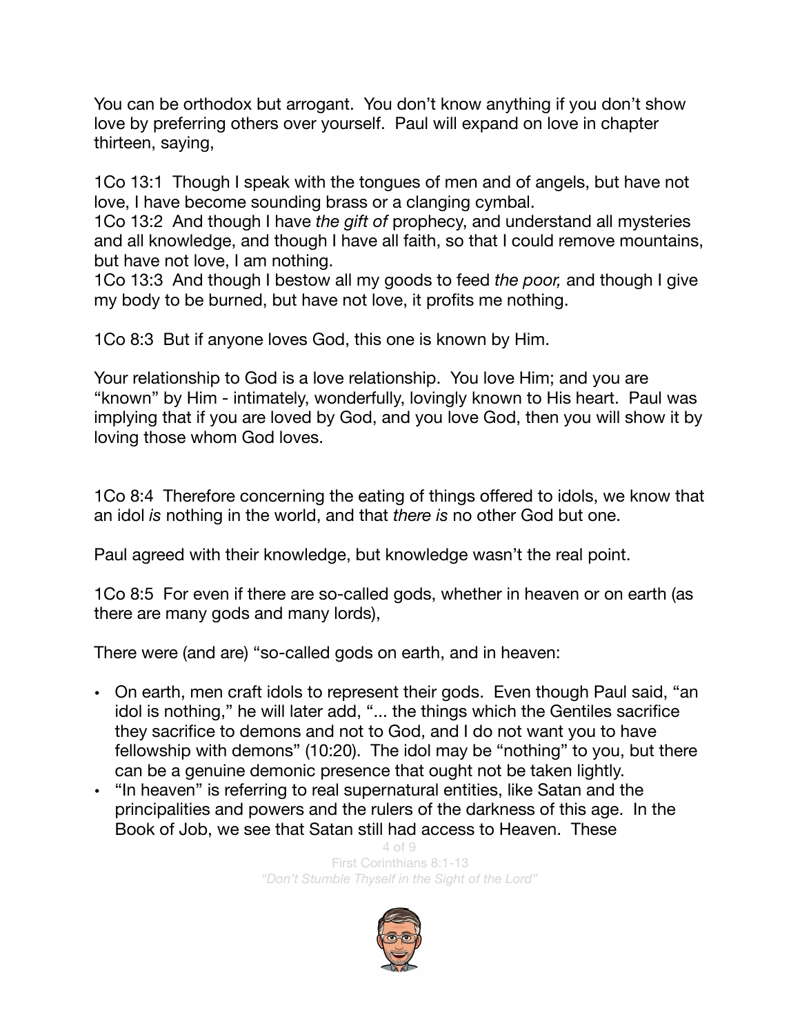You can be orthodox but arrogant. You don't know anything if you don't show love by preferring others over yourself. Paul will expand on love in chapter thirteen, saying,

1Co 13:1 Though I speak with the tongues of men and of angels, but have not love, I have become sounding brass or a clanging cymbal.
1Co 13:2 And though I have *the gift of* prophecy, and understand all mysteries and all knowledge, and though I have all faith, so that I could remove mountains, but have not love, I am nothing.
1Co 13:3 And though I bestow all my goods to feed *the poor,* and though I give my body to be burned, but have not love, it profits me nothing.

1Co 8:3 But if anyone loves God, this one is known by Him.

Your relationship to God is a love relationship. You love Him; and you are "known" by Him - intimately, wonderfully, lovingly known to His heart. Paul was implying that if you are loved by God, and you love God, then you will show it by loving those whom God loves.

1Co 8:4 Therefore concerning the eating of things offered to idols, we know that an idol *is* nothing in the world, and that *there is* no other God but one.

Paul agreed with their knowledge, but knowledge wasn't the real point.

1Co 8:5 For even if there are so-called gods, whether in heaven or on earth (as there are many gods and many lords),

There were (and are) "so-called gods on earth, and in heaven:

- On earth, men craft idols to represent their gods. Even though Paul said, "an idol is nothing," he will later add, "... the things which the Gentiles sacrifice they sacrifice to demons and not to God, and I do not want you to have fellowship with demons" (10:20). The idol may be "nothing" to you, but there can be a genuine demonic presence that ought not be taken lightly.
- "In heaven" is referring to real supernatural entities, like Satan and the principalities and powers and the rulers of the darkness of this age. In the Book of Job, we see that Satan still had access to Heaven. These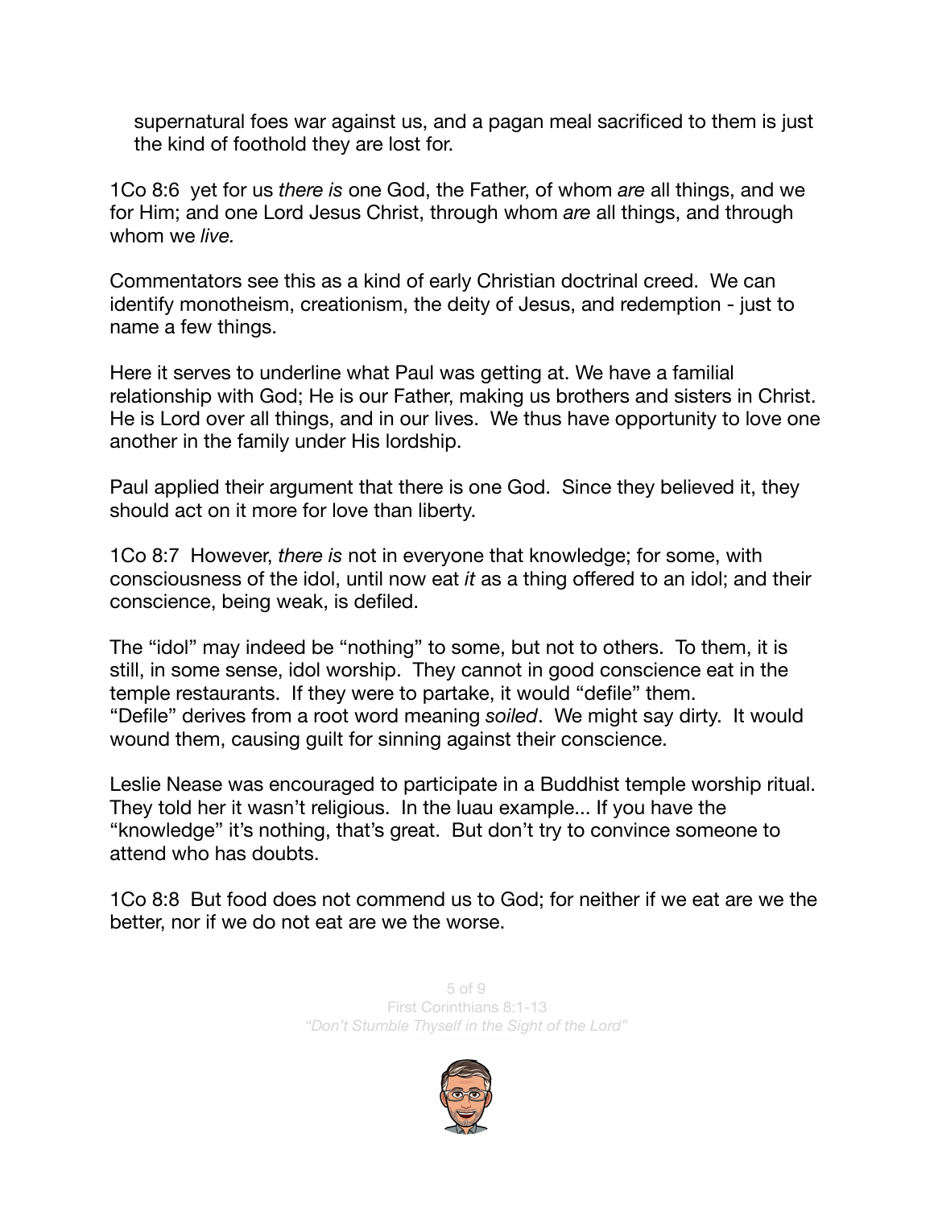supernatural foes war against us, and a pagan meal sacrificed to them is just the kind of foothold they are lost for.

1Co 8:6 yet for us *there is* one God, the Father, of whom *are* all things, and we for Him; and one Lord Jesus Christ, through whom *are* all things, and through whom we *live.*

Commentators see this as a kind of early Christian doctrinal creed. We can identify monotheism, creationism, the deity of Jesus, and redemption - just to name a few things.

Here it serves to underline what Paul was getting at. We have a familial relationship with God; He is our Father, making us brothers and sisters in Christ. He is Lord over all things, and in our lives. We thus have opportunity to love one another in the family under His lordship.

Paul applied their argument that there is one God. Since they believed it, they should act on it more for love than liberty.

1Co 8:7 However, *there is* not in everyone that knowledge; for some, with consciousness of the idol, until now eat *it* as a thing offered to an idol; and their conscience, being weak, is defiled.

The "idol" may indeed be "nothing" to some, but not to others. To them, it is still, in some sense, idol worship. They cannot in good conscience eat in the temple restaurants. If they were to partake, it would "defile" them. "Defile" derives from a root word meaning *soiled*. We might say dirty. It would wound them, causing guilt for sinning against their conscience.

Leslie Nease was encouraged to participate in a Buddhist temple worship ritual. They told her it wasn't religious. In the luau example... If you have the "knowledge" it's nothing, that's great. But don't try to convince someone to attend who has doubts.

1Co 8:8 But food does not commend us to God; for neither if we eat are we the better, nor if we do not eat are we the worse.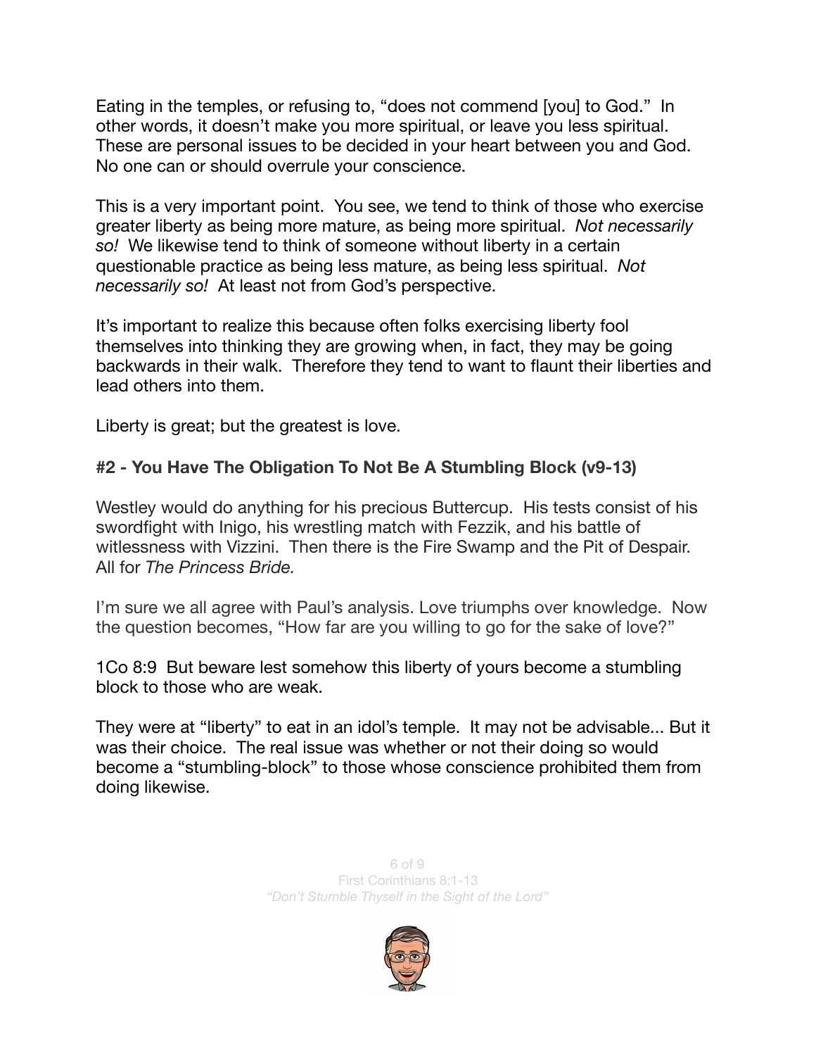Eating in the temples, or refusing to, "does not commend [you] to God." In other words, it doesn't make you more spiritual, or leave you less spiritual. These are personal issues to be decided in your heart between you and God. No one can or should overrule your conscience.

This is a very important point. You see, we tend to think of those who exercise greater liberty as being more mature, as being more spiritual. *Not necessarily so!* We likewise tend to think of someone without liberty in a certain questionable practice as being less mature, as being less spiritual. *Not necessarily so!* At least not from God's perspective.

It's important to realize this because often folks exercising liberty fool themselves into thinking they are growing when, in fact, they may be going backwards in their walk. Therefore they tend to want to flaunt their liberties and lead others into them.

Liberty is great; but the greatest is love.

**#2 - You Have The Obligation To Not Be A Stumbling Block (v9-13)**

Westley would do anything for his precious Buttercup. His tests consist of his swordfight with Inigo, his wrestling match with Fezzik, and his battle of witlessness with Vizzini. Then there is the Fire Swamp and the Pit of Despair. All for *The Princess Bride.*

I'm sure we all agree with Paul's analysis. Love triumphs over knowledge. Now the question becomes, "How far are you willing to go for the sake of love?"

1Co 8:9 But beware lest somehow this liberty of yours become a stumbling block to those who are weak.

They were at "liberty" to eat in an idol's temple. It may not be advisable... But it was their choice. The real issue was whether or not their doing so would become a "stumbling-block" to those whose conscience prohibited them from doing likewise.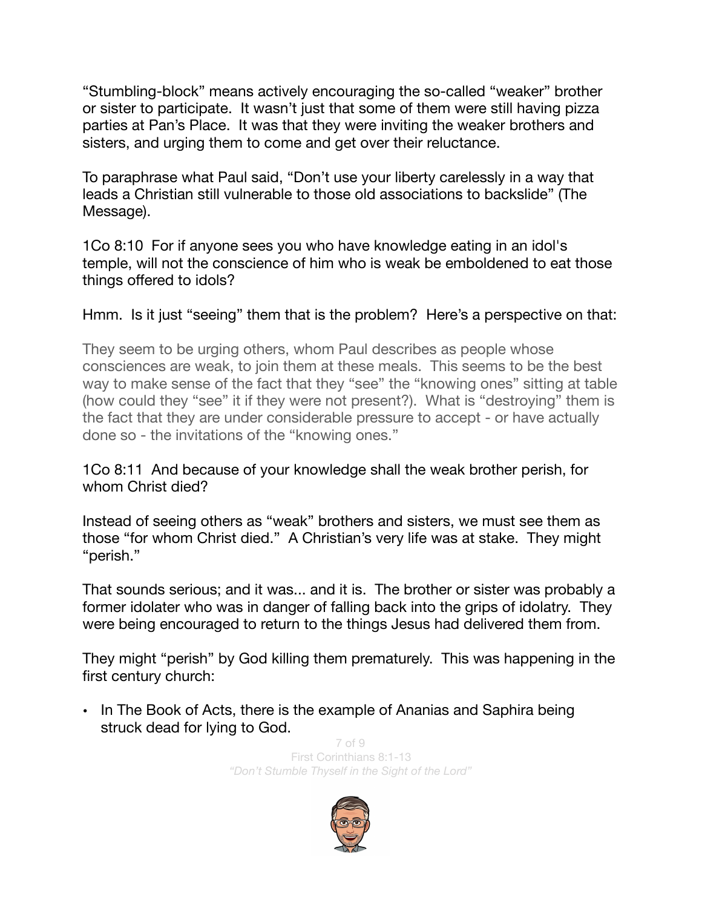“Stumbling-block” means actively encouraging the so-called “weaker” brother or sister to participate. It wasn’t just that some of them were still having pizza parties at Pan’s Place. It was that they were inviting the weaker brothers and sisters, and urging them to come and get over their reluctance.

To paraphrase what Paul said, “Don’t use your liberty carelessly in a way that leads a Christian still vulnerable to those old associations to backslide” (The Message).

1Co 8:10 For if anyone sees you who have knowledge eating in an idol's temple, will not the conscience of him who is weak be emboldened to eat those things offered to idols?

Hmm. Is it just “seeing” them that is the problem? Here’s a perspective on that:

> They seem to be urging others, whom Paul describes as people whose consciences are weak, to join them at these meals. This seems to be the best way to make sense of the fact that they “see” the “knowing ones” sitting at table (how could they “see” it if they were not present?). What is “destroying” them is the fact that they are under considerable pressure to accept - or have actually done so - the invitations of the “knowing ones.”

1Co 8:11 And because of your knowledge shall the weak brother perish, for whom Christ died?

Instead of seeing others as “weak” brothers and sisters, we must see them as those “for whom Christ died.” A Christian’s very life was at stake. They might “perish.”

That sounds serious; and it was... and it is. The brother or sister was probably a former idolater who was in danger of falling back into the grips of idolatry. They were being encouraged to return to the things Jesus had delivered them from.

They might “perish” by God killing them prematurely. This was happening in the first century church:

- In The Book of Acts, there is the example of Ananias and Saphira being struck dead for lying to God.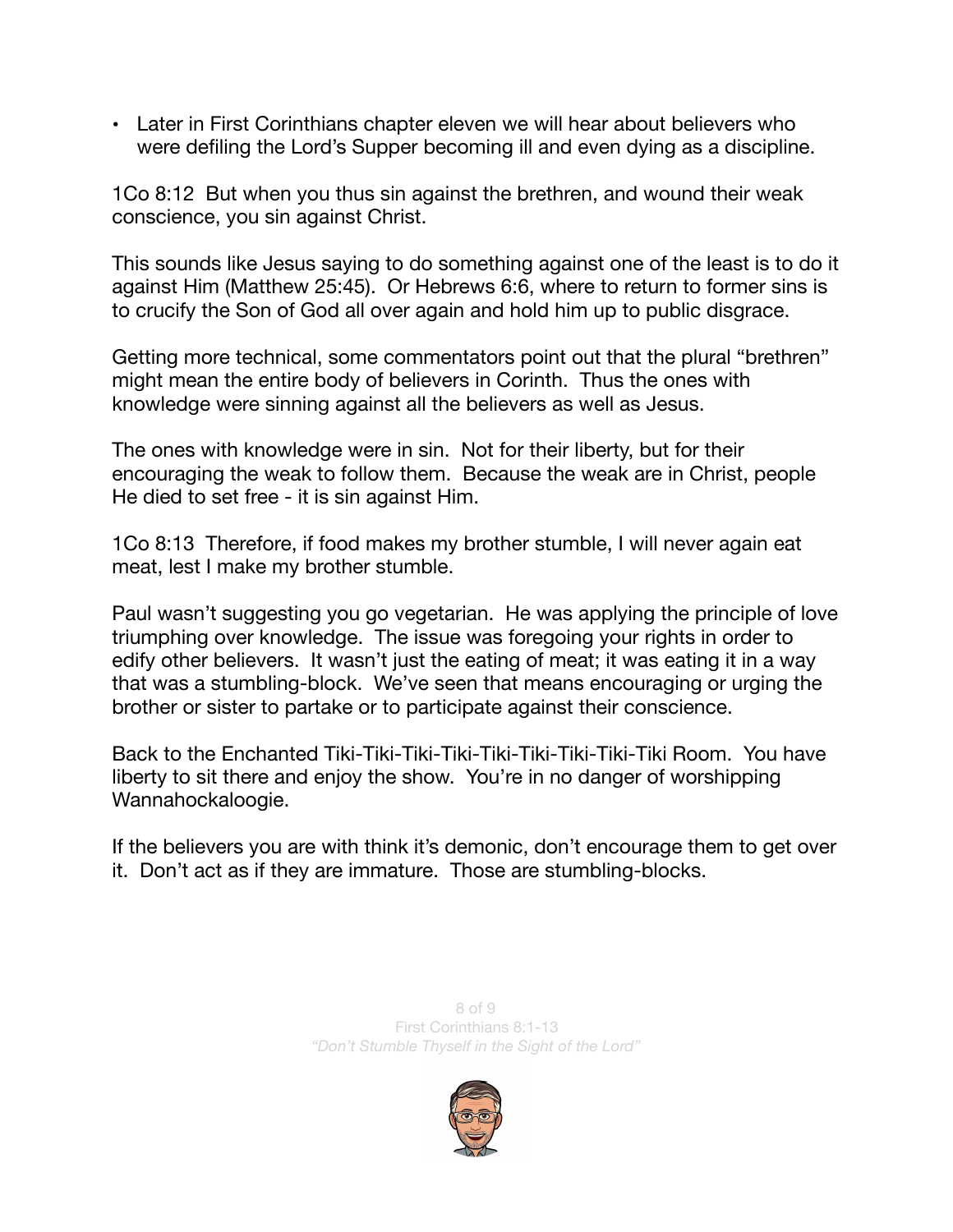- Later in First Corinthians chapter eleven we will hear about believers who were defiling the Lord's Supper becoming ill and even dying as a discipline.

1Co 8:12  But when you thus sin against the brethren, and wound their weak conscience, you sin against Christ.

This sounds like Jesus saying to do something against one of the least is to do it against Him (Matthew 25:45).  Or Hebrews 6:6, where to return to former sins is to crucify the Son of God all over again and hold him up to public disgrace.

Getting more technical, some commentators point out that the plural "brethren" might mean the entire body of believers in Corinth.  Thus the ones with knowledge were sinning against all the believers as well as Jesus.

The ones with knowledge were in sin.  Not for their liberty, but for their encouraging the weak to follow them.  Because the weak are in Christ, people He died to set free - it is sin against Him.

1Co 8:13  Therefore, if food makes my brother stumble, I will never again eat meat, lest I make my brother stumble.

Paul wasn't suggesting you go vegetarian.  He was applying the principle of love triumphing over knowledge.  The issue was foregoing your rights in order to edify other believers.  It wasn't just the eating of meat; it was eating it in a way that was a stumbling-block.  We've seen that means encouraging or urging the brother or sister to partake or to participate against their conscience.

Back to the Enchanted Tiki-Tiki-Tiki-Tiki-Tiki-Tiki-Tiki-Tiki-Tiki Room.  You have liberty to sit there and enjoy the show.  You're in no danger of worshipping Wannahockaloogie.

If the believers you are with think it's demonic, don't encourage them to get over it.  Don't act as if they are immature.  Those are stumbling-blocks.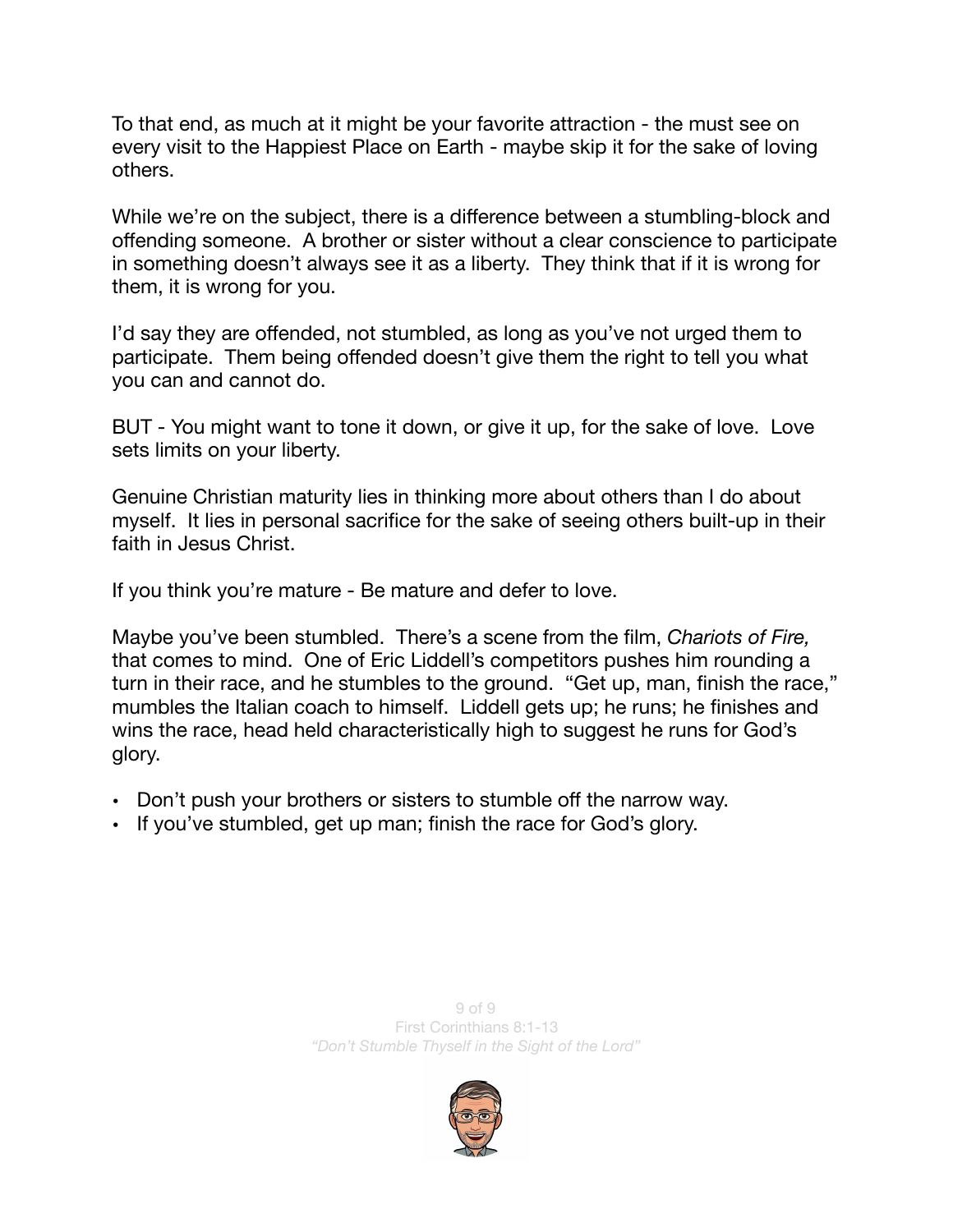To that end, as much at it might be your favorite attraction - the must see on every visit to the Happiest Place on Earth - maybe skip it for the sake of loving others.

While we're on the subject, there is a difference between a stumbling-block and offending someone. A brother or sister without a clear conscience to participate in something doesn't always see it as a liberty. They think that if it is wrong for them, it is wrong for you.

I'd say they are offended, not stumbled, as long as you've not urged them to participate. Them being offended doesn't give them the right to tell you what you can and cannot do.

BUT - You might want to tone it down, or give it up, for the sake of love. Love sets limits on your liberty.

Genuine Christian maturity lies in thinking more about others than I do about myself. It lies in personal sacrifice for the sake of seeing others built-up in their faith in Jesus Christ.

If you think you're mature - Be mature and defer to love.

Maybe you've been stumbled. There's a scene from the film, *Chariots of Fire,* that comes to mind. One of Eric Liddell's competitors pushes him rounding a turn in their race, and he stumbles to the ground. "Get up, man, finish the race," mumbles the Italian coach to himself. Liddell gets up; he runs; he finishes and wins the race, head held characteristically high to suggest he runs for God's glory.

- Don't push your brothers or sisters to stumble off the narrow way.
- If you've stumbled, get up man; finish the race for God's glory.